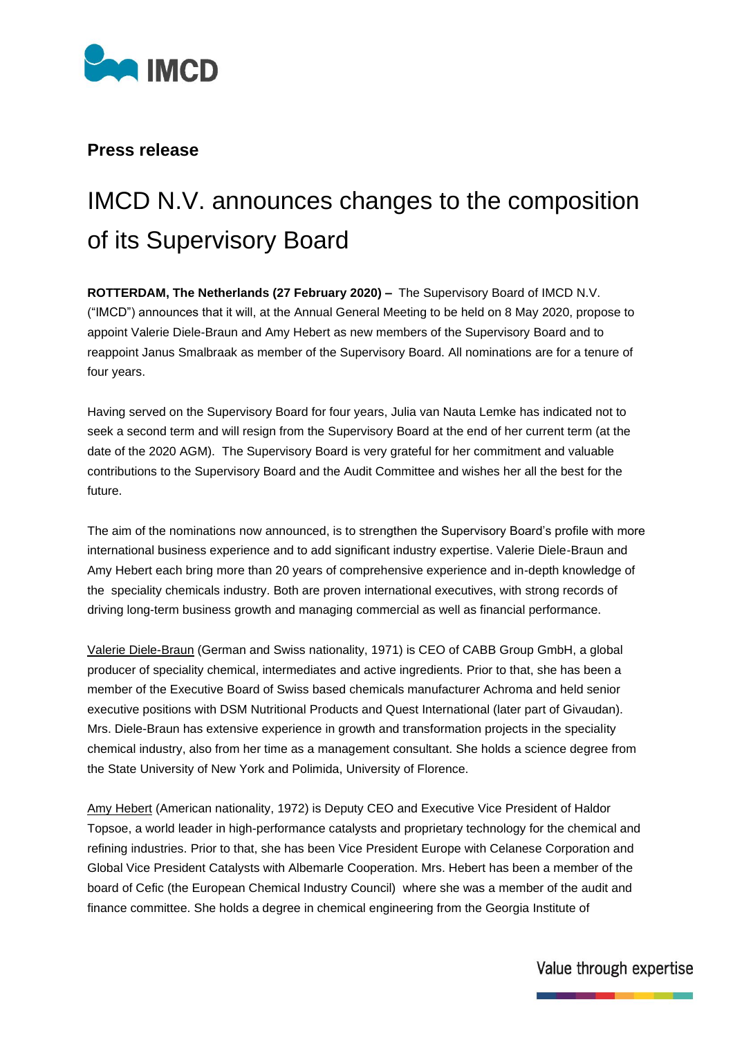**Press release**

# IMCD N.V. announces changes to the composition of its Supervisory Board

**ROTTERDAM, The Netherlands (27 February 2020) –** The Supervisory Board of IMCD N.V. ("IMCD") announces that it will, at the Annual General Meeting to be held on 8 May 2020, propose to appoint Valerie Diele-Braun and Amy Hebert as new members of the Supervisory Board and to reappoint Janus Smalbraak as member of the Supervisory Board. All nominations are for a tenure of four years.

Having served on the Supervisory Board for four years, Julia van Nauta Lemke has indicated not to seek a second term and will resign from the Supervisory Board at the end of her current term (at the date of the 2020 AGM). The Supervisory Board is very grateful for her commitment and valuable contributions to the Supervisory Board and the Audit Committee and wishes her all the best for the future.

The aim of the nominations now announced, is to strengthen the Supervisory Board's profile with more international business experience and to add significant industry expertise. Valerie Diele-Braun and Amy Hebert each bring more than 20 years of comprehensive experience and in-depth knowledge of the speciality chemicals industry. Both are proven international executives, with strong records of driving long-term business growth and managing commercial as well as financial performance.

Valerie Diele-Braun (German and Swiss nationality, 1971) is CEO of CABB Group GmbH, a global producer of speciality chemical, intermediates and active ingredients. Prior to that, she has been a member of the Executive Board of Swiss based chemicals manufacturer Achroma and held senior executive positions with DSM Nutritional Products and Quest International (later part of Givaudan). Mrs. Diele-Braun has extensive experience in growth and transformation projects in the speciality chemical industry, also from her time as a management consultant. She holds a science degree from the State University of New York and Polimida, University of Florence.

Amy Hebert (American nationality, 1972) is Deputy CEO and Executive Vice President of Haldor Topsoe, a world leader in high-performance catalysts and proprietary technology for the chemical and refining industries. Prior to that, she has been Vice President Europe with Celanese Corporation and Global Vice President Catalysts with Albemarle Cooperation. Mrs. Hebert has been a member of the board of Cefic (the European Chemical Industry Council) where she was a member of the audit and finance committee. She holds a degree in chemical engineering from the Georgia Institute of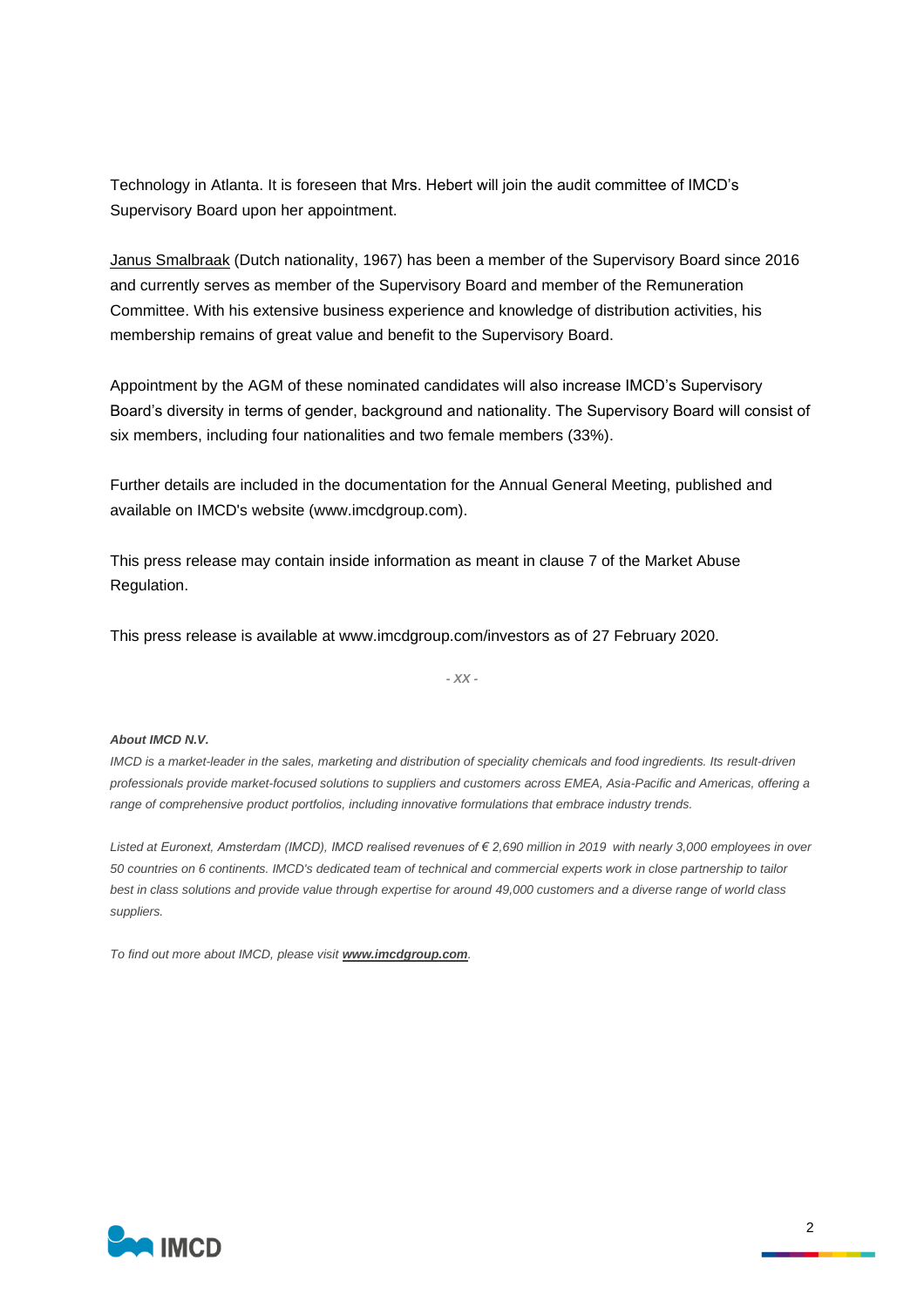Technology in Atlanta. It is foreseen that Mrs. Hebert will join the audit committee of IMCD's Supervisory Board upon her appointment.

Janus Smalbraak (Dutch nationality, 1967) has been a member of the Supervisory Board since 2016 and currently serves as member of the Supervisory Board and member of the Remuneration Committee. With his extensive business experience and knowledge of distribution activities, his membership remains of great value and benefit to the Supervisory Board.

Appointment by the AGM of these nominated candidates will also increase IMCD's Supervisory Board's diversity in terms of gender, background and nationality. The Supervisory Board will consist of six members, including four nationalities and two female members (33%).

Further details are included in the documentation for the Annual General Meeting, published and available on IMCD's website (www.imcdgroup.com).

This press release may contain inside information as meant in clause 7 of the Market Abuse Regulation.

This press release is available at www.imcdgroup.com/investors as of 27 February 2020.

*- XX -*

***About IMCD N.V.***

*IMCD is a market-leader in the sales, marketing and distribution of speciality chemicals and food ingredients. Its result-driven professionals provide market-focused solutions to suppliers and customers across EMEA, Asia-Pacific and Americas, offering a range of comprehensive product portfolios, including innovative formulations that embrace industry trends.*

*Listed at Euronext, Amsterdam (IMCD), IMCD realised revenues of € 2,690 million in 2019 with nearly 3,000 employees in over 50 countries on 6 continents. IMCD's dedicated team of technical and commercial experts work in close partnership to tailor best in class solutions and provide value through expertise for around 49,000 customers and a diverse range of world class suppliers.*

*To find out more about IMCD, please visit* ***www.imcdgroup.com****.*